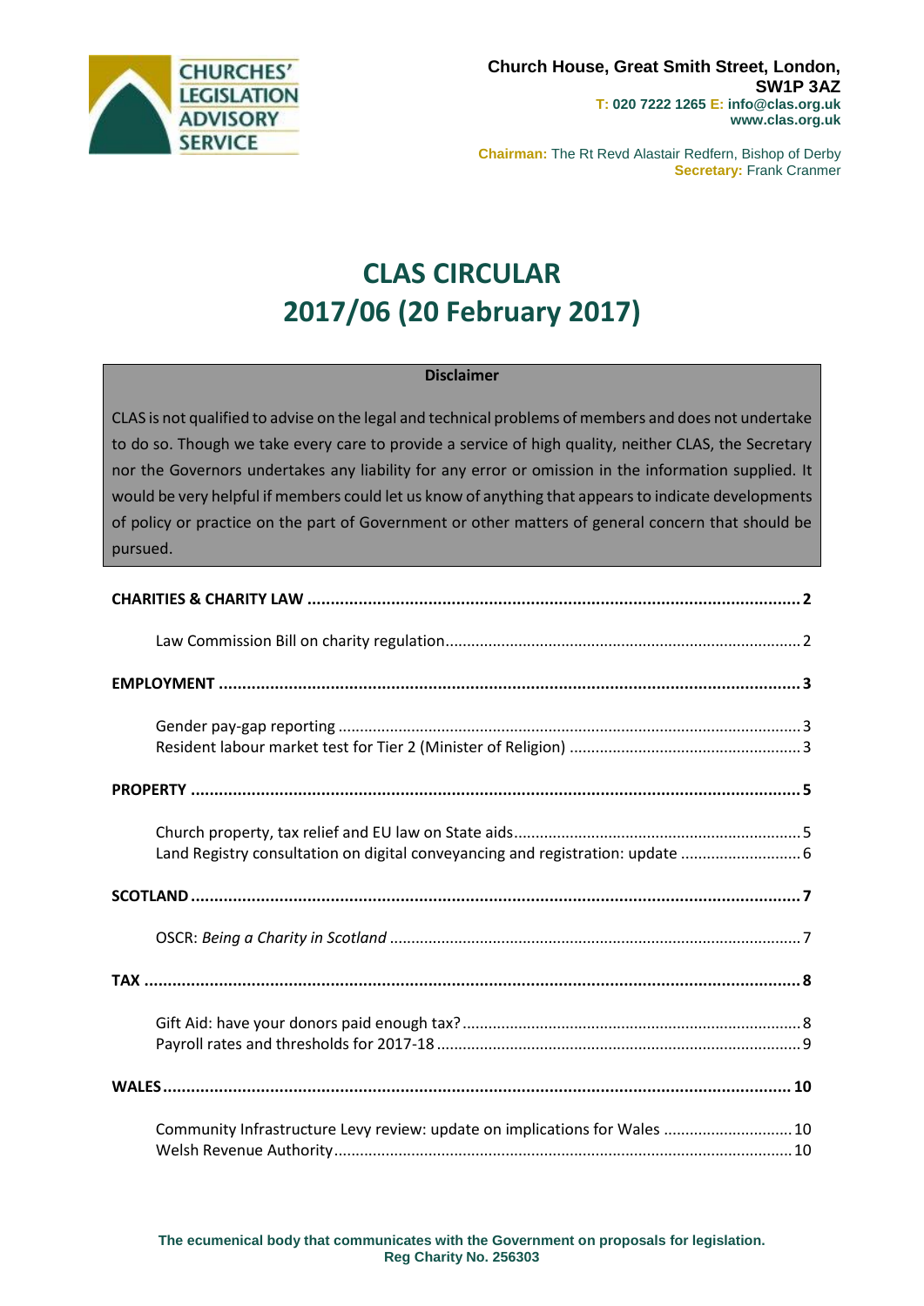CHURCHES' LEGISLATION ADVISORY SERVICE

**Church House, Great Smith Street, London, SW1P 3AZ**
**T: 020 7222 1265 E: info@clas.org.uk**
**www.clas.org.uk**

**Chairman:** The Rt Revd Alastair Redfern, Bishop of Derby
**Secretary:** Frank Cranmer

# CLAS CIRCULAR 2017/06 (20 February 2017)

**Disclaimer**

CLAS is not qualified to advise on the legal and technical problems of members and does not undertake to do so. Though we take every care to provide a service of high quality, neither CLAS, the Secretary nor the Governors undertakes any liability for any error or omission in the information supplied. It would be very helpful if members could let us know of anything that appears to indicate developments of policy or practice on the part of Government or other matters of general concern that should be pursued.

**CHARITIES & CHARITY LAW** ..... 2

- Law Commission Bill on charity regulation ..... 2

**EMPLOYMENT** ..... 3

- Gender pay-gap reporting ..... 3
- Resident labour market test for Tier 2 (Minister of Religion) ..... 3

**PROPERTY** ..... 5

- Church property, tax relief and EU law on State aids ..... 5
- Land Registry consultation on digital conveyancing and registration: update ..... 6

**SCOTLAND** ..... 7

- OSCR: *Being a Charity in Scotland* ..... 7

**TAX** ..... 8

- Gift Aid: have your donors paid enough tax? ..... 8
- Payroll rates and thresholds for 2017-18 ..... 9

**WALES** ..... 10

- Community Infrastructure Levy review: update on implications for Wales ..... 10
- Welsh Revenue Authority ..... 10

**The ecumenical body that communicates with the Government on proposals for legislation.**
**Reg Charity No. 256303**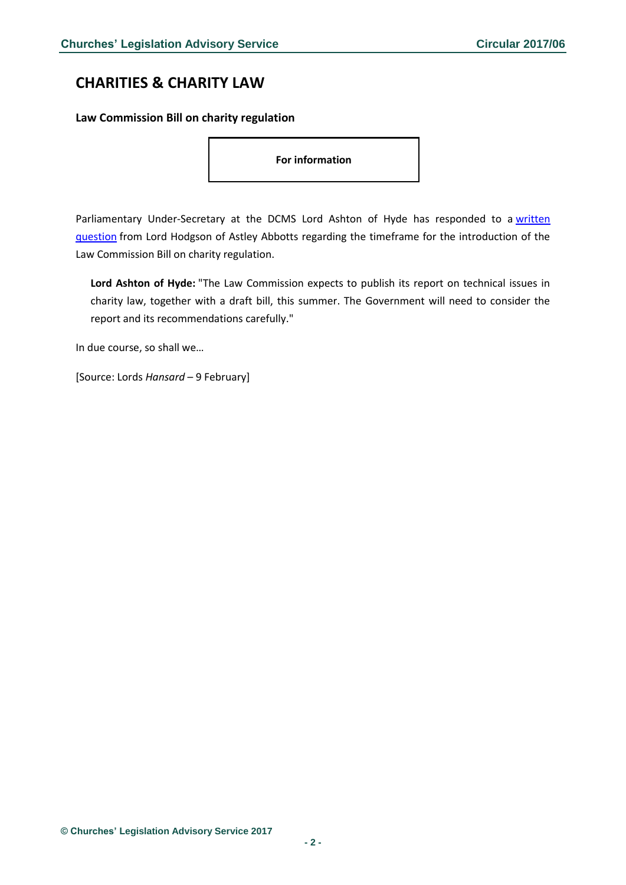## CHARITIES & CHARITY LAW

### Law Commission Bill on charity regulation

**For information**

Parliamentary Under-Secretary at the DCMS Lord Ashton of Hyde has responded to a written question from Lord Hodgson of Astley Abbotts regarding the timeframe for the introduction of the Law Commission Bill on charity regulation.

> **Lord Ashton of Hyde:** "The Law Commission expects to publish its report on technical issues in charity law, together with a draft bill, this summer. The Government will need to consider the report and its recommendations carefully."

In due course, so shall we…

[Source: Lords *Hansard* – 9 February]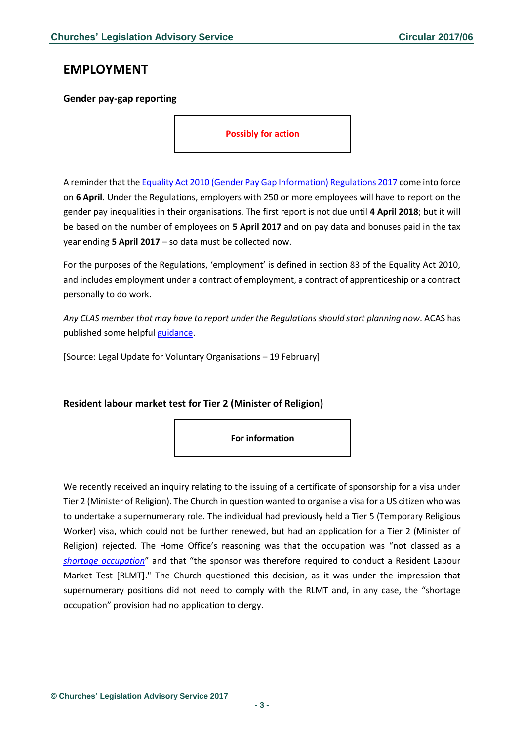# EMPLOYMENT

### Gender pay-gap reporting

**Possibly for action**

A reminder that the Equality Act 2010 (Gender Pay Gap Information) Regulations 2017 come into force on **6 April**. Under the Regulations, employers with 250 or more employees will have to report on the gender pay inequalities in their organisations. The first report is not due until **4 April 2018**; but it will be based on the number of employees on **5 April 2017** and on pay data and bonuses paid in the tax year ending **5 April 2017** – so data must be collected now.

For the purposes of the Regulations, 'employment' is defined in section 83 of the Equality Act 2010, and includes employment under a contract of employment, a contract of apprenticeship or a contract personally to do work.

*Any CLAS member that may have to report under the Regulations should start planning now*. ACAS has published some helpful guidance.

[Source: Legal Update for Voluntary Organisations – 19 February]

### Resident labour market test for Tier 2 (Minister of Religion)

**For information**

We recently received an inquiry relating to the issuing of a certificate of sponsorship for a visa under Tier 2 (Minister of Religion). The Church in question wanted to organise a visa for a US citizen who was to undertake a supernumerary role. The individual had previously held a Tier 5 (Temporary Religious Worker) visa, which could not be further renewed, but had an application for a Tier 2 (Minister of Religion) rejected. The Home Office's reasoning was that the occupation was "not classed as a *shortage occupation*" and that "the sponsor was therefore required to conduct a Resident Labour Market Test [RLMT]." The Church questioned this decision, as it was under the impression that supernumerary positions did not need to comply with the RLMT and, in any case, the "shortage occupation" provision had no application to clergy.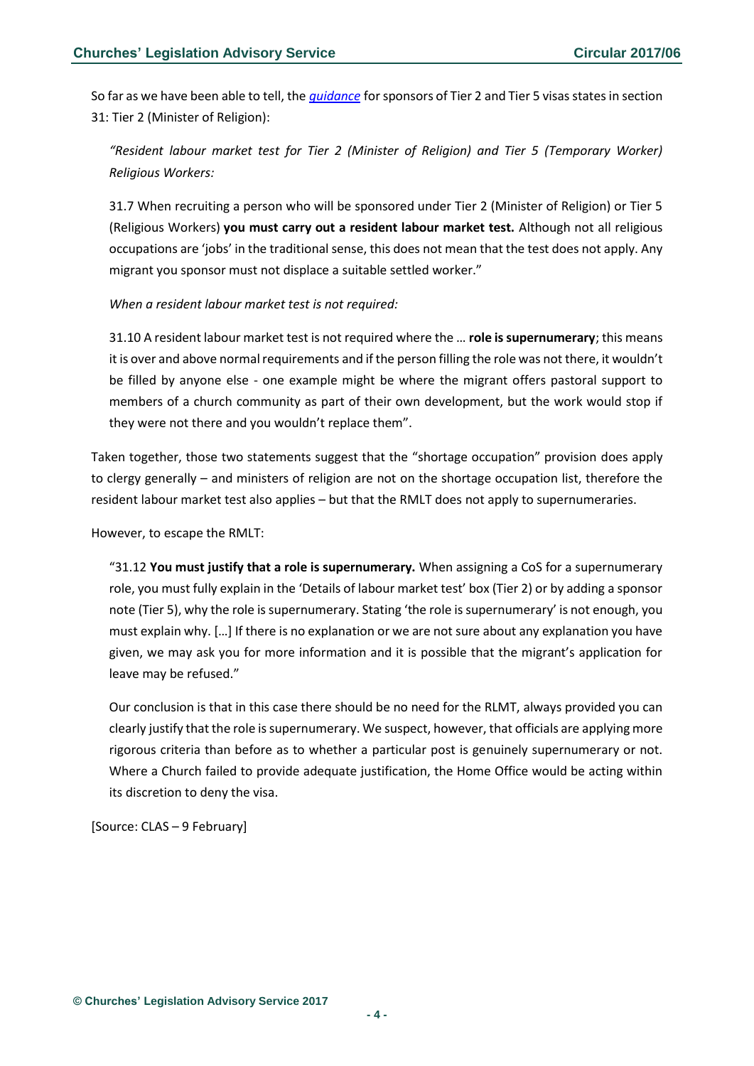So far as we have been able to tell, the *[guidance](guidance)* for sponsors of Tier 2 and Tier 5 visas states in section 31: Tier 2 (Minister of Religion):

> *"Resident labour market test for Tier 2 (Minister of Religion) and Tier 5 (Temporary Worker) Religious Workers:*
>
> 31.7 When recruiting a person who will be sponsored under Tier 2 (Minister of Religion) or Tier 5 (Religious Workers) **you must carry out a resident labour market test.** Although not all religious occupations are 'jobs' in the traditional sense, this does not mean that the test does not apply. Any migrant you sponsor must not displace a suitable settled worker."
>
> *When a resident labour market test is not required:*
>
> 31.10 A resident labour market test is not required where the … **role is supernumerary**; this means it is over and above normal requirements and if the person filling the role was not there, it wouldn't be filled by anyone else - one example might be where the migrant offers pastoral support to members of a church community as part of their own development, but the work would stop if they were not there and you wouldn't replace them".

Taken together, those two statements suggest that the "shortage occupation" provision does apply to clergy generally – and ministers of religion are not on the shortage occupation list, therefore the resident labour market test also applies – but that the RMLT does not apply to supernumeraries.

However, to escape the RMLT:

> "31.12 **You must justify that a role is supernumerary.** When assigning a CoS for a supernumerary role, you must fully explain in the 'Details of labour market test' box (Tier 2) or by adding a sponsor note (Tier 5), why the role is supernumerary. Stating 'the role is supernumerary' is not enough, you must explain why. […] If there is no explanation or we are not sure about any explanation you have given, we may ask you for more information and it is possible that the migrant's application for leave may be refused."
>
> Our conclusion is that in this case there should be no need for the RLMT, always provided you can clearly justify that the role is supernumerary. We suspect, however, that officials are applying more rigorous criteria than before as to whether a particular post is genuinely supernumerary or not. Where a Church failed to provide adequate justification, the Home Office would be acting within its discretion to deny the visa.

[Source: CLAS – 9 February]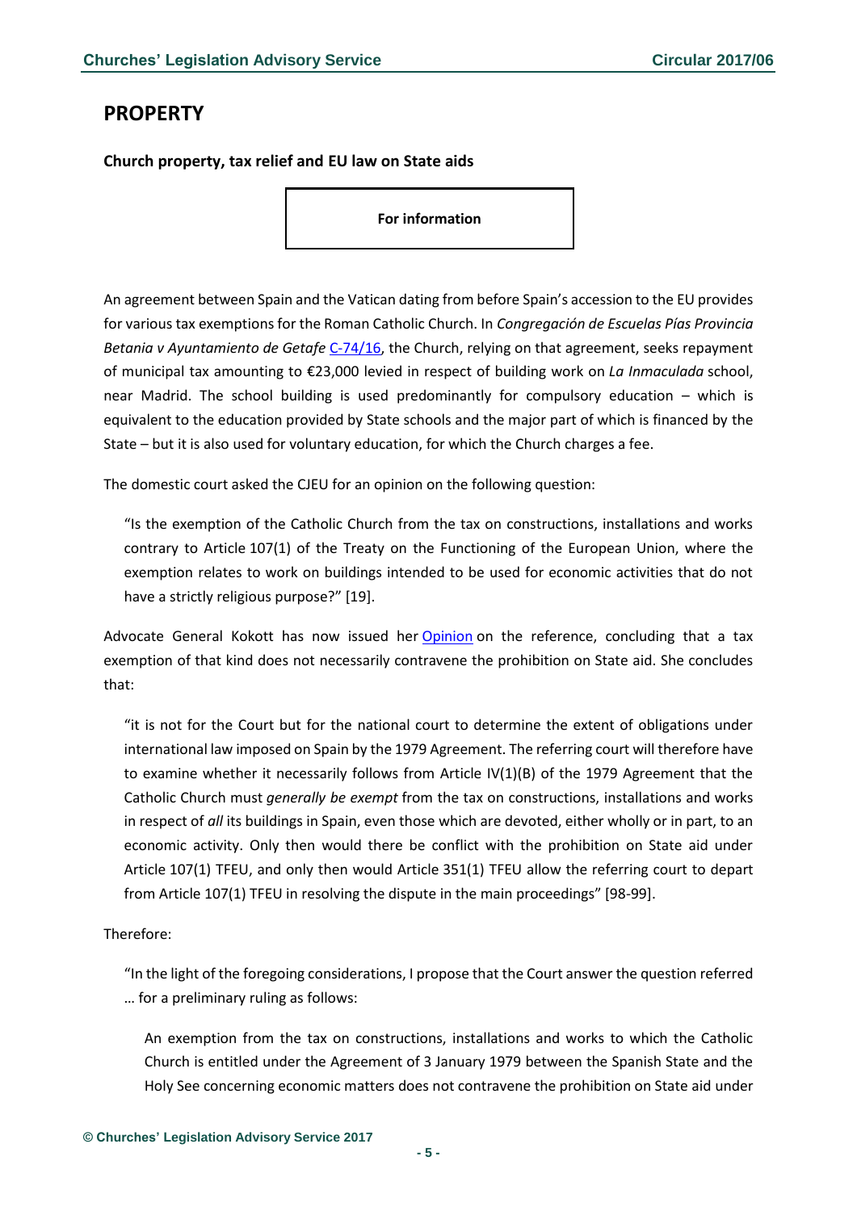# PROPERTY

**Church property, tax relief and EU law on State aids**

**For information**

An agreement between Spain and the Vatican dating from before Spain's accession to the EU provides for various tax exemptions for the Roman Catholic Church. In *Congregación de Escuelas Pías Provincia Betania v Ayuntamiento de Getafe* C-74/16, the Church, relying on that agreement, seeks repayment of municipal tax amounting to €23,000 levied in respect of building work on *La Inmaculada* school, near Madrid. The school building is used predominantly for compulsory education – which is equivalent to the education provided by State schools and the major part of which is financed by the State – but it is also used for voluntary education, for which the Church charges a fee.

The domestic court asked the CJEU for an opinion on the following question:

> "Is the exemption of the Catholic Church from the tax on constructions, installations and works contrary to Article 107(1) of the Treaty on the Functioning of the European Union, where the exemption relates to work on buildings intended to be used for economic activities that do not have a strictly religious purpose?" [19].

Advocate General Kokott has now issued her Opinion on the reference, concluding that a tax exemption of that kind does not necessarily contravene the prohibition on State aid. She concludes that:

> "it is not for the Court but for the national court to determine the extent of obligations under international law imposed on Spain by the 1979 Agreement. The referring court will therefore have to examine whether it necessarily follows from Article IV(1)(B) of the 1979 Agreement that the Catholic Church must *generally be exempt* from the tax on constructions, installations and works in respect of *all* its buildings in Spain, even those which are devoted, either wholly or in part, to an economic activity. Only then would there be conflict with the prohibition on State aid under Article 107(1) TFEU, and only then would Article 351(1) TFEU allow the referring court to depart from Article 107(1) TFEU in resolving the dispute in the main proceedings" [98-99].

Therefore:

> "In the light of the foregoing considerations, I propose that the Court answer the question referred … for a preliminary ruling as follows:
>
> > An exemption from the tax on constructions, installations and works to which the Catholic Church is entitled under the Agreement of 3 January 1979 between the Spanish State and the Holy See concerning economic matters does not contravene the prohibition on State aid under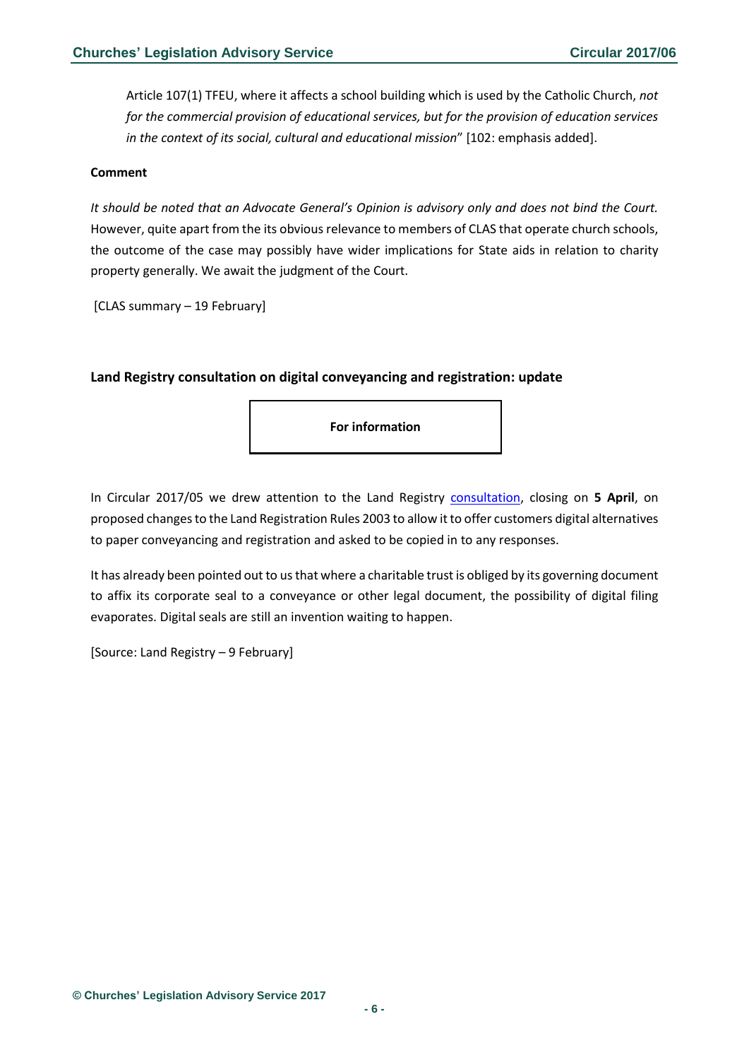Article 107(1) TFEU, where it affects a school building which is used by the Catholic Church, *not for the commercial provision of educational services, but for the provision of education services in the context of its social, cultural and educational mission*" [102: emphasis added].

**Comment**

*It should be noted that an Advocate General's Opinion is advisory only and does not bind the Court.* However, quite apart from the its obvious relevance to members of CLAS that operate church schools, the outcome of the case may possibly have wider implications for State aids in relation to charity property generally. We await the judgment of the Court.

[CLAS summary – 19 February]

### Land Registry consultation on digital conveyancing and registration: update

**For information**

In Circular 2017/05 we drew attention to the Land Registry consultation, closing on **5 April**, on proposed changes to the Land Registration Rules 2003 to allow it to offer customers digital alternatives to paper conveyancing and registration and asked to be copied in to any responses.

It has already been pointed out to us that where a charitable trust is obliged by its governing document to affix its corporate seal to a conveyance or other legal document, the possibility of digital filing evaporates. Digital seals are still an invention waiting to happen.

[Source: Land Registry – 9 February]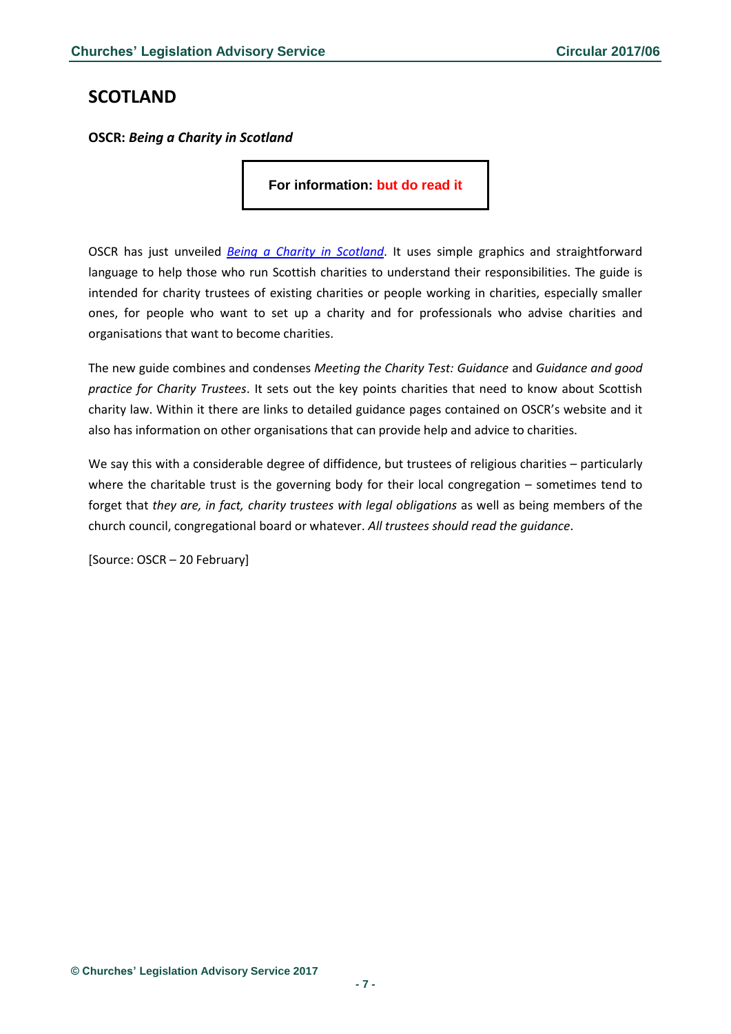# SCOTLAND

**OSCR: *Being a Charity in Scotland***

**For information: but do read it**

OSCR has just unveiled *Being a Charity in Scotland*. It uses simple graphics and straightforward language to help those who run Scottish charities to understand their responsibilities. The guide is intended for charity trustees of existing charities or people working in charities, especially smaller ones, for people who want to set up a charity and for professionals who advise charities and organisations that want to become charities.

The new guide combines and condenses *Meeting the Charity Test: Guidance* and *Guidance and good practice for Charity Trustees*. It sets out the key points charities that need to know about Scottish charity law. Within it there are links to detailed guidance pages contained on OSCR's website and it also has information on other organisations that can provide help and advice to charities.

We say this with a considerable degree of diffidence, but trustees of religious charities – particularly where the charitable trust is the governing body for their local congregation – sometimes tend to forget that *they are, in fact, charity trustees with legal obligations* as well as being members of the church council, congregational board or whatever. *All trustees should read the guidance*.

[Source: OSCR – 20 February]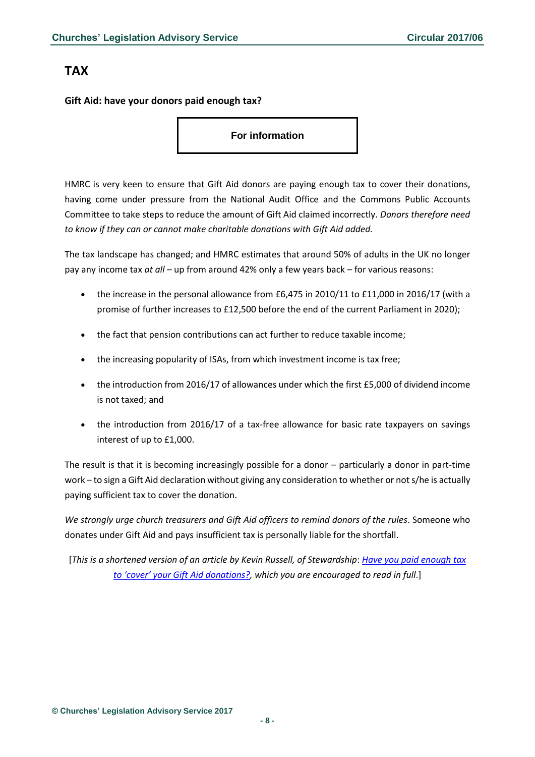# TAX

### Gift Aid: have your donors paid enough tax?

**For information**

HMRC is very keen to ensure that Gift Aid donors are paying enough tax to cover their donations, having come under pressure from the National Audit Office and the Commons Public Accounts Committee to take steps to reduce the amount of Gift Aid claimed incorrectly. *Donors therefore need to know if they can or cannot make charitable donations with Gift Aid added.*

The tax landscape has changed; and HMRC estimates that around 50% of adults in the UK no longer pay any income tax *at all* – up from around 42% only a few years back – for various reasons:

- the increase in the personal allowance from £6,475 in 2010/11 to £11,000 in 2016/17 (with a promise of further increases to £12,500 before the end of the current Parliament in 2020);
- the fact that pension contributions can act further to reduce taxable income;
- the increasing popularity of ISAs, from which investment income is tax free;
- the introduction from 2016/17 of allowances under which the first £5,000 of dividend income is not taxed; and
- the introduction from 2016/17 of a tax-free allowance for basic rate taxpayers on savings interest of up to £1,000.

The result is that it is becoming increasingly possible for a donor – particularly a donor in part-time work – to sign a Gift Aid declaration without giving any consideration to whether or not s/he is actually paying sufficient tax to cover the donation.

*We strongly urge church treasurers and Gift Aid officers to remind donors of the rules*. Someone who donates under Gift Aid and pays insufficient tax is personally liable for the shortfall.

[*This is a shortened version of an article by Kevin Russell, of Stewardship*: *Have you paid enough tax to 'cover' your Gift Aid donations?*, *which you are encouraged to read in full*.]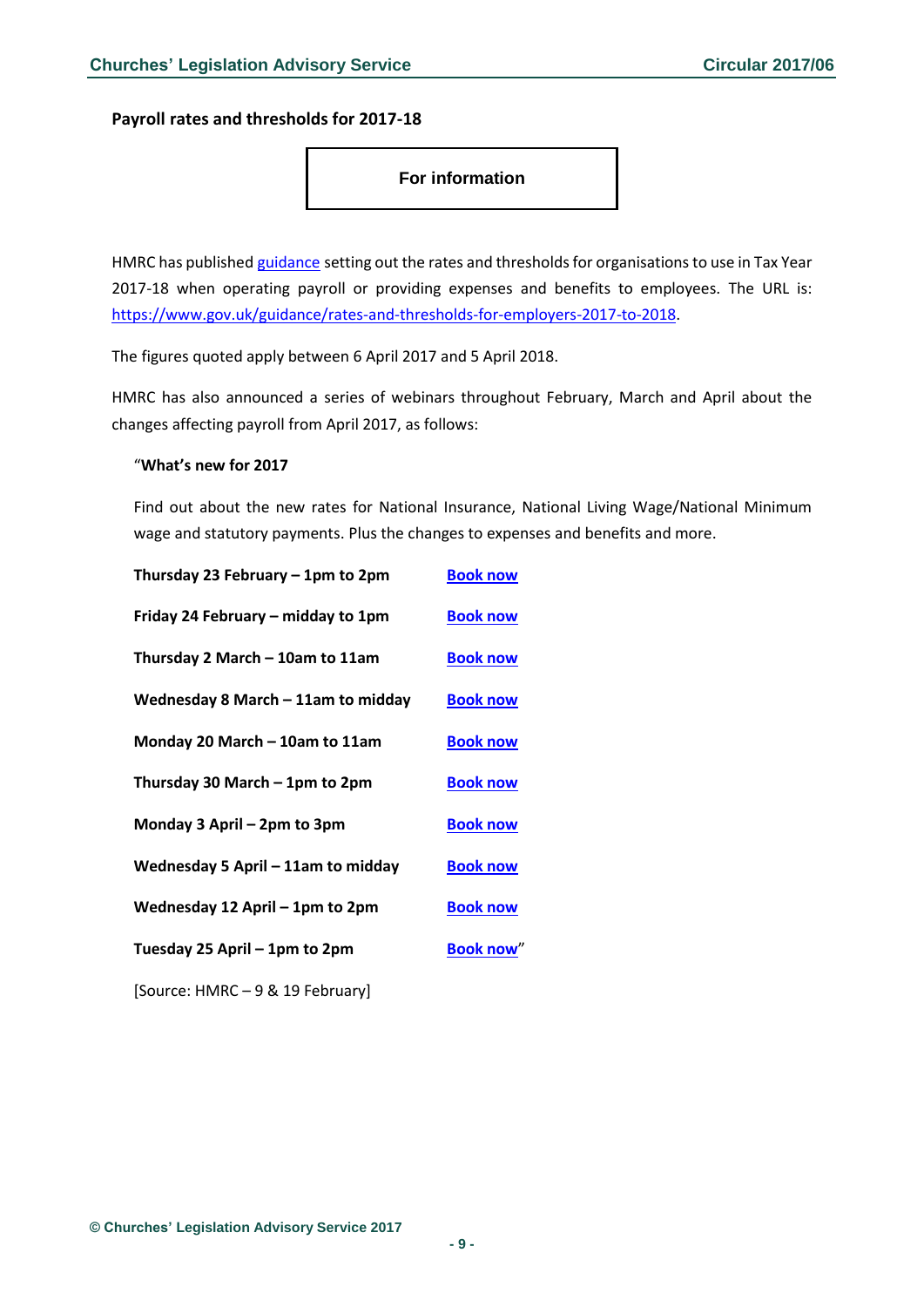## Payroll rates and thresholds for 2017-18

**For information**

HMRC has published guidance setting out the rates and thresholds for organisations to use in Tax Year 2017-18 when operating payroll or providing expenses and benefits to employees. The URL is: https://www.gov.uk/guidance/rates-and-thresholds-for-employers-2017-to-2018.

The figures quoted apply between 6 April 2017 and 5 April 2018.

HMRC has also announced a series of webinars throughout February, March and April about the changes affecting payroll from April 2017, as follows:

> "**What's new for 2017**
>
> Find out about the new rates for National Insurance, National Living Wage/National Minimum wage and statutory payments. Plus the changes to expenses and benefits and more.
>
> | | |
> |---|---|
> | **Thursday 23 February – 1pm to 2pm** | **Book now** |
> | **Friday 24 February – midday to 1pm** | **Book now** |
> | **Thursday 2 March – 10am to 11am** | **Book now** |
> | **Wednesday 8 March – 11am to midday** | **Book now** |
> | **Monday 20 March – 10am to 11am** | **Book now** |
> | **Thursday 30 March – 1pm to 2pm** | **Book now** |
> | **Monday 3 April – 2pm to 3pm** | **Book now** |
> | **Wednesday 5 April – 11am to midday** | **Book now** |
> | **Wednesday 12 April – 1pm to 2pm** | **Book now** |
> | **Tuesday 25 April – 1pm to 2pm** | **Book now**" |
>
> [Source: HMRC – 9 & 19 February]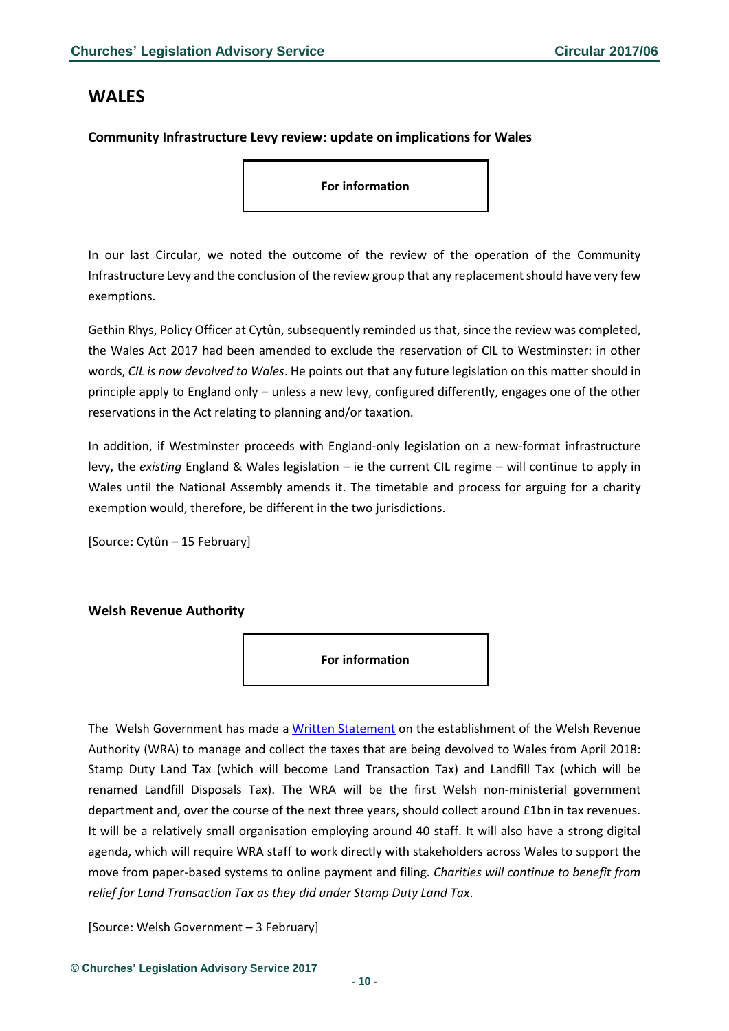# WALES

### Community Infrastructure Levy review: update on implications for Wales

**For information**

In our last Circular, we noted the outcome of the review of the operation of the Community Infrastructure Levy and the conclusion of the review group that any replacement should have very few exemptions.

Gethin Rhys, Policy Officer at Cytûn, subsequently reminded us that, since the review was completed, the Wales Act 2017 had been amended to exclude the reservation of CIL to Westminster: in other words, *CIL is now devolved to Wales*. He points out that any future legislation on this matter should in principle apply to England only – unless a new levy, configured differently, engages one of the other reservations in the Act relating to planning and/or taxation.

In addition, if Westminster proceeds with England-only legislation on a new-format infrastructure levy, the *existing* England & Wales legislation – ie the current CIL regime – will continue to apply in Wales until the National Assembly amends it. The timetable and process for arguing for a charity exemption would, therefore, be different in the two jurisdictions.

[Source: Cytûn – 15 February]

### Welsh Revenue Authority

**For information**

The Welsh Government has made a Written Statement on the establishment of the Welsh Revenue Authority (WRA) to manage and collect the taxes that are being devolved to Wales from April 2018: Stamp Duty Land Tax (which will become Land Transaction Tax) and Landfill Tax (which will be renamed Landfill Disposals Tax). The WRA will be the first Welsh non-ministerial government department and, over the course of the next three years, should collect around £1bn in tax revenues. It will be a relatively small organisation employing around 40 staff. It will also have a strong digital agenda, which will require WRA staff to work directly with stakeholders across Wales to support the move from paper-based systems to online payment and filing. *Charities will continue to benefit from relief for Land Transaction Tax as they did under Stamp Duty Land Tax*.

[Source: Welsh Government – 3 February]